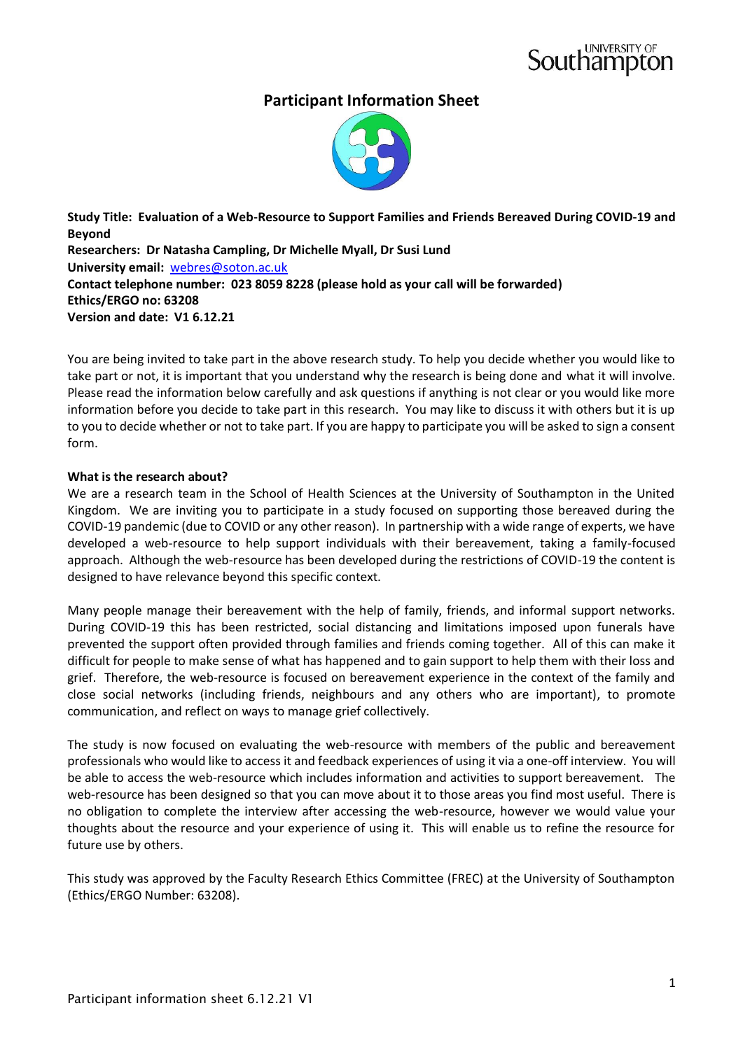# Participant Information Sheet

**Study Title: Evaluation of a Web-Resource to Support Families and Friends Bereaved During COVID-19 and Beyond**
**Researchers: Dr Natasha Campling, Dr Michelle Myall, Dr Susi Lund**
**University email:** webres@soton.ac.uk
**Contact telephone number: 023 8059 8228 (please hold as your call will be forwarded)**
**Ethics/ERGO no: 63208**
**Version and date: V1 6.12.21**

You are being invited to take part in the above research study. To help you decide whether you would like to take part or not, it is important that you understand why the research is being done and what it will involve. Please read the information below carefully and ask questions if anything is not clear or you would like more information before you decide to take part in this research. You may like to discuss it with others but it is up to you to decide whether or not to take part. If you are happy to participate you will be asked to sign a consent form.

**What is the research about?**

We are a research team in the School of Health Sciences at the University of Southampton in the United Kingdom. We are inviting you to participate in a study focused on supporting those bereaved during the COVID-19 pandemic (due to COVID or any other reason). In partnership with a wide range of experts, we have developed a web-resource to help support individuals with their bereavement, taking a family-focused approach. Although the web-resource has been developed during the restrictions of COVID-19 the content is designed to have relevance beyond this specific context.

Many people manage their bereavement with the help of family, friends, and informal support networks. During COVID-19 this has been restricted, social distancing and limitations imposed upon funerals have prevented the support often provided through families and friends coming together. All of this can make it difficult for people to make sense of what has happened and to gain support to help them with their loss and grief. Therefore, the web-resource is focused on bereavement experience in the context of the family and close social networks (including friends, neighbours and any others who are important), to promote communication, and reflect on ways to manage grief collectively.

The study is now focused on evaluating the web-resource with members of the public and bereavement professionals who would like to access it and feedback experiences of using it via a one-off interview. You will be able to access the web-resource which includes information and activities to support bereavement. The web-resource has been designed so that you can move about it to those areas you find most useful. There is no obligation to complete the interview after accessing the web-resource, however we would value your thoughts about the resource and your experience of using it. This will enable us to refine the resource for future use by others.

This study was approved by the Faculty Research Ethics Committee (FREC) at the University of Southampton (Ethics/ERGO Number: 63208).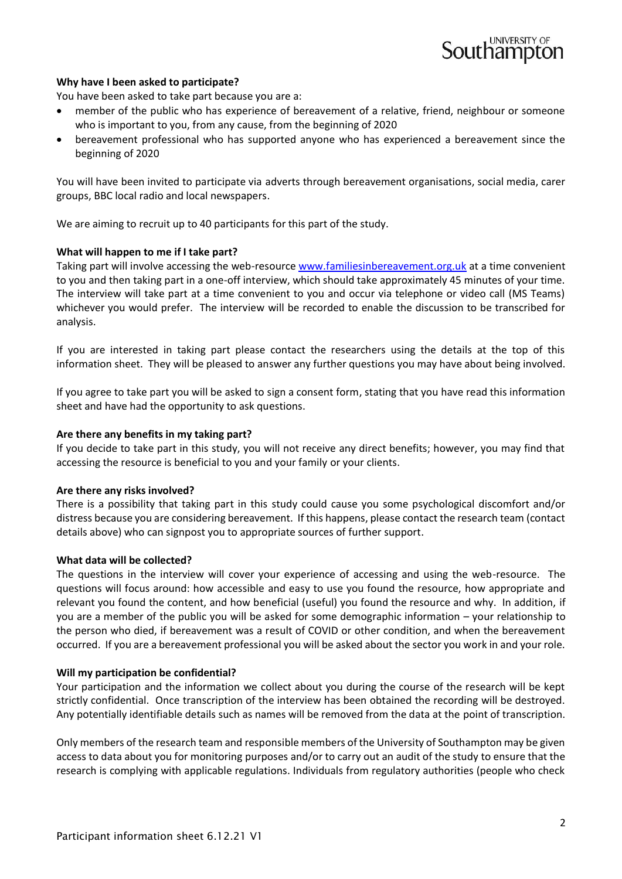**Why have I been asked to participate?**

You have been asked to take part because you are a:

- member of the public who has experience of bereavement of a relative, friend, neighbour or someone who is important to you, from any cause, from the beginning of 2020
- bereavement professional who has supported anyone who has experienced a bereavement since the beginning of 2020

You will have been invited to participate via adverts through bereavement organisations, social media, carer groups, BBC local radio and local newspapers.

We are aiming to recruit up to 40 participants for this part of the study.

**What will happen to me if I take part?**

Taking part will involve accessing the web-resource [www.familiesinbereavement.org.uk](www.familiesinbereavement.org.uk) at a time convenient to you and then taking part in a one-off interview, which should take approximately 45 minutes of your time. The interview will take part at a time convenient to you and occur via telephone or video call (MS Teams) whichever you would prefer. The interview will be recorded to enable the discussion to be transcribed for analysis.

If you are interested in taking part please contact the researchers using the details at the top of this information sheet. They will be pleased to answer any further questions you may have about being involved.

If you agree to take part you will be asked to sign a consent form, stating that you have read this information sheet and have had the opportunity to ask questions.

**Are there any benefits in my taking part?**

If you decide to take part in this study, you will not receive any direct benefits; however, you may find that accessing the resource is beneficial to you and your family or your clients.

**Are there any risks involved?**

There is a possibility that taking part in this study could cause you some psychological discomfort and/or distress because you are considering bereavement. If this happens, please contact the research team (contact details above) who can signpost you to appropriate sources of further support.

**What data will be collected?**

The questions in the interview will cover your experience of accessing and using the web-resource. The questions will focus around: how accessible and easy to use you found the resource, how appropriate and relevant you found the content, and how beneficial (useful) you found the resource and why. In addition, if you are a member of the public you will be asked for some demographic information – your relationship to the person who died, if bereavement was a result of COVID or other condition, and when the bereavement occurred. If you are a bereavement professional you will be asked about the sector you work in and your role.

**Will my participation be confidential?**

Your participation and the information we collect about you during the course of the research will be kept strictly confidential. Once transcription of the interview has been obtained the recording will be destroyed. Any potentially identifiable details such as names will be removed from the data at the point of transcription.

Only members of the research team and responsible members of the University of Southampton may be given access to data about you for monitoring purposes and/or to carry out an audit of the study to ensure that the research is complying with applicable regulations. Individuals from regulatory authorities (people who check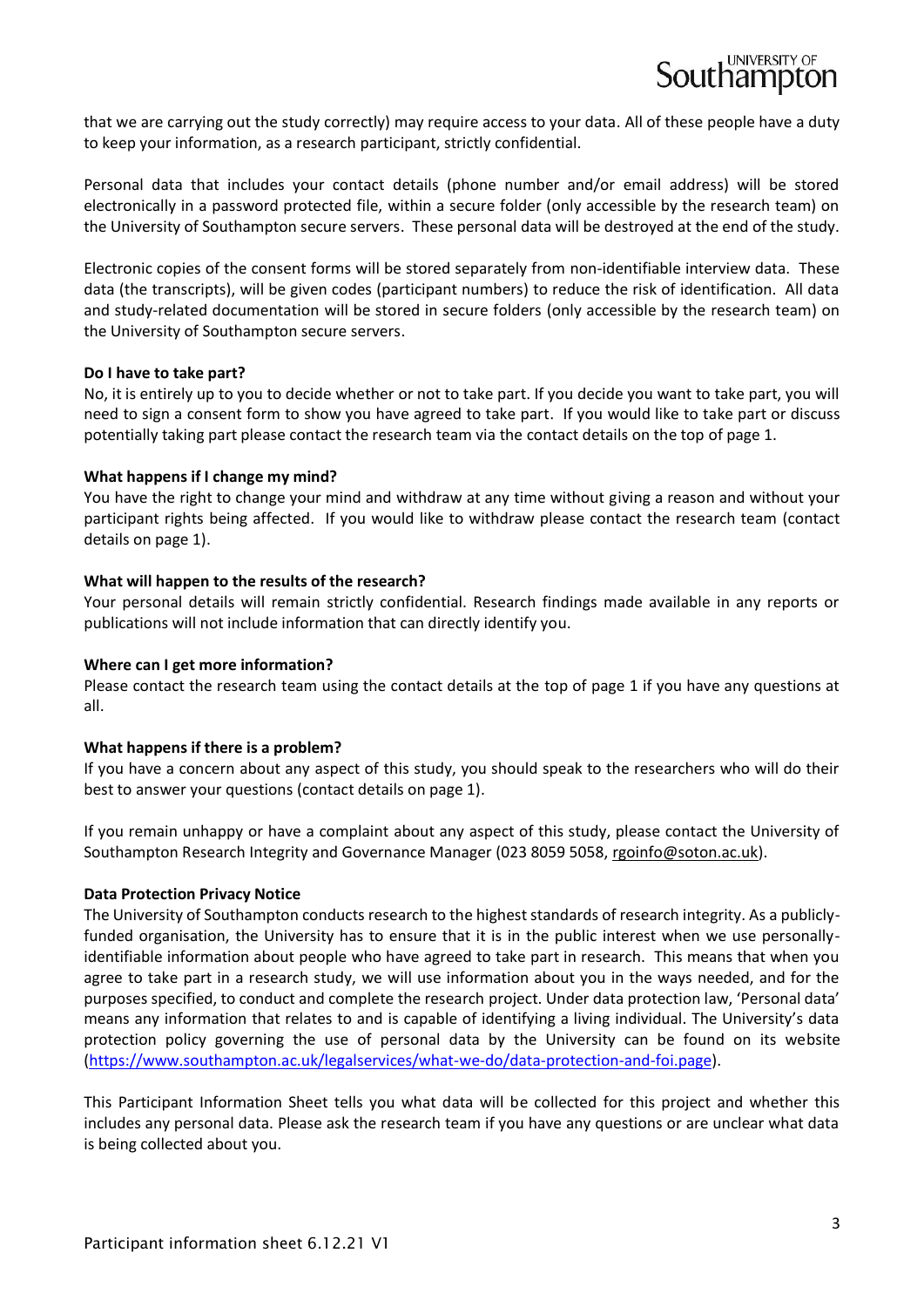that we are carrying out the study correctly) may require access to your data. All of these people have a duty to keep your information, as a research participant, strictly confidential.

Personal data that includes your contact details (phone number and/or email address) will be stored electronically in a password protected file, within a secure folder (only accessible by the research team) on the University of Southampton secure servers. These personal data will be destroyed at the end of the study.

Electronic copies of the consent forms will be stored separately from non-identifiable interview data. These data (the transcripts), will be given codes (participant numbers) to reduce the risk of identification. All data and study-related documentation will be stored in secure folders (only accessible by the research team) on the University of Southampton secure servers.

**Do I have to take part?**

No, it is entirely up to you to decide whether or not to take part. If you decide you want to take part, you will need to sign a consent form to show you have agreed to take part. If you would like to take part or discuss potentially taking part please contact the research team via the contact details on the top of page 1.

**What happens if I change my mind?**

You have the right to change your mind and withdraw at any time without giving a reason and without your participant rights being affected. If you would like to withdraw please contact the research team (contact details on page 1).

**What will happen to the results of the research?**

Your personal details will remain strictly confidential. Research findings made available in any reports or publications will not include information that can directly identify you.

**Where can I get more information?**

Please contact the research team using the contact details at the top of page 1 if you have any questions at all.

**What happens if there is a problem?**

If you have a concern about any aspect of this study, you should speak to the researchers who will do their best to answer your questions (contact details on page 1).

If you remain unhappy or have a complaint about any aspect of this study, please contact the University of Southampton Research Integrity and Governance Manager (023 8059 5058, rgoinfo@soton.ac.uk).

**Data Protection Privacy Notice**

The University of Southampton conducts research to the highest standards of research integrity. As a publicly-funded organisation, the University has to ensure that it is in the public interest when we use personally-identifiable information about people who have agreed to take part in research. This means that when you agree to take part in a research study, we will use information about you in the ways needed, and for the purposes specified, to conduct and complete the research project. Under data protection law, 'Personal data' means any information that relates to and is capable of identifying a living individual. The University's data protection policy governing the use of personal data by the University can be found on its website (https://www.southampton.ac.uk/legalservices/what-we-do/data-protection-and-foi.page).

This Participant Information Sheet tells you what data will be collected for this project and whether this includes any personal data. Please ask the research team if you have any questions or are unclear what data is being collected about you.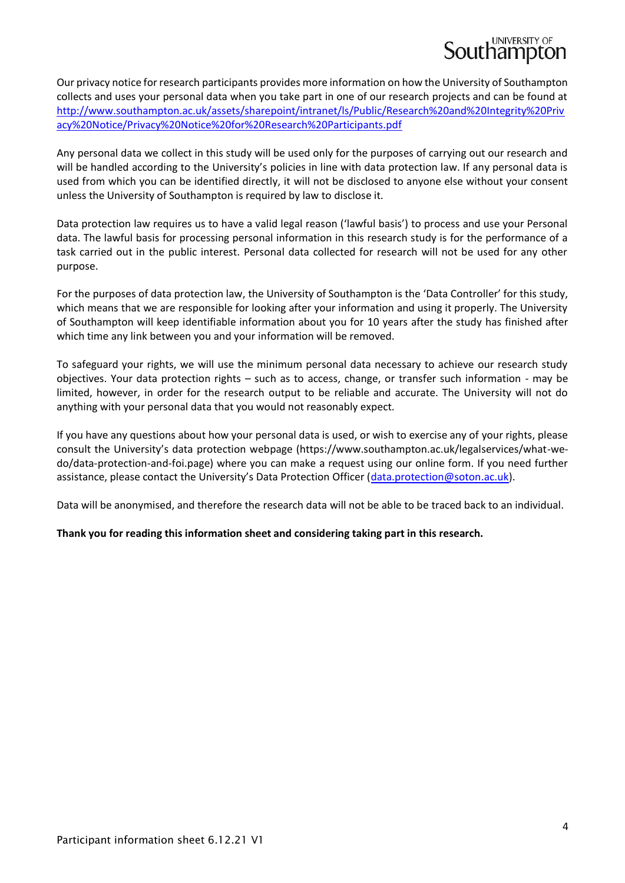Our privacy notice for research participants provides more information on how the University of Southampton collects and uses your personal data when you take part in one of our research projects and can be found at http://www.southampton.ac.uk/assets/sharepoint/intranet/ls/Public/Research%20and%20Integrity%20Privacy%20Notice/Privacy%20Notice%20for%20Research%20Participants.pdf

Any personal data we collect in this study will be used only for the purposes of carrying out our research and will be handled according to the University's policies in line with data protection law. If any personal data is used from which you can be identified directly, it will not be disclosed to anyone else without your consent unless the University of Southampton is required by law to disclose it.

Data protection law requires us to have a valid legal reason ('lawful basis') to process and use your Personal data. The lawful basis for processing personal information in this research study is for the performance of a task carried out in the public interest. Personal data collected for research will not be used for any other purpose.

For the purposes of data protection law, the University of Southampton is the 'Data Controller' for this study, which means that we are responsible for looking after your information and using it properly. The University of Southampton will keep identifiable information about you for 10 years after the study has finished after which time any link between you and your information will be removed.

To safeguard your rights, we will use the minimum personal data necessary to achieve our research study objectives. Your data protection rights – such as to access, change, or transfer such information - may be limited, however, in order for the research output to be reliable and accurate. The University will not do anything with your personal data that you would not reasonably expect.

If you have any questions about how your personal data is used, or wish to exercise any of your rights, please consult the University's data protection webpage (https://www.southampton.ac.uk/legalservices/what-we-do/data-protection-and-foi.page) where you can make a request using our online form. If you need further assistance, please contact the University's Data Protection Officer (data.protection@soton.ac.uk).

Data will be anonymised, and therefore the research data will not be able to be traced back to an individual.

**Thank you for reading this information sheet and considering taking part in this research.**